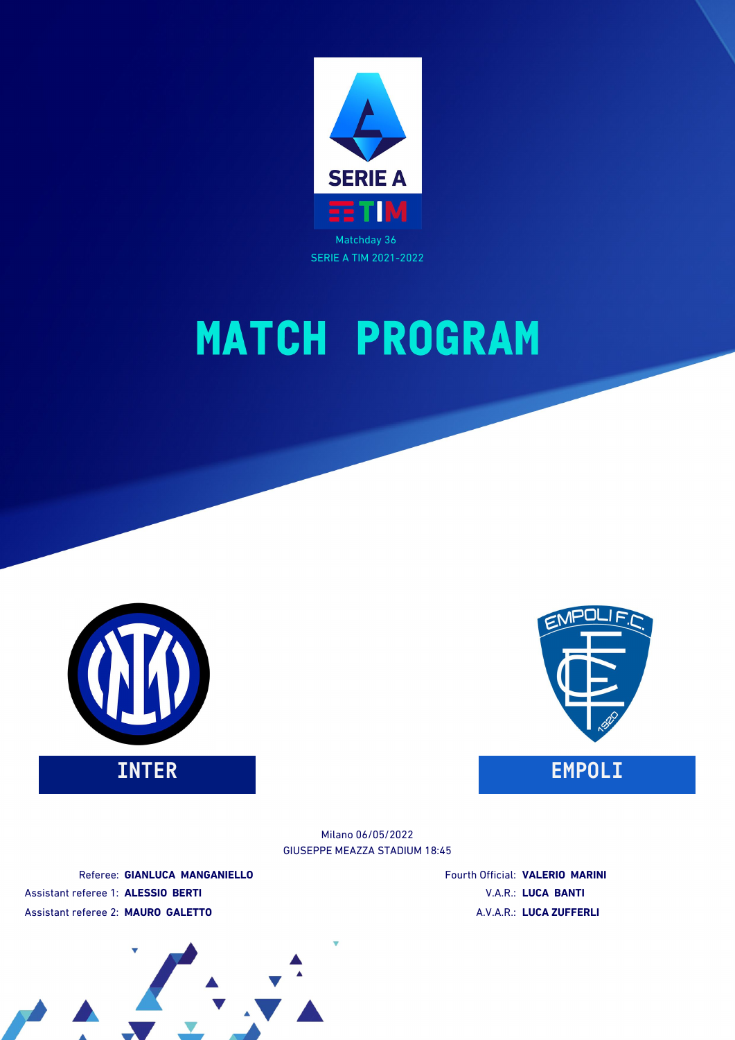SERIE A TIM

Matchday 36

SERIE A TIM 2021-2022

# MATCH PROGRAM

**INTER**

**EMPOLI**

Milano 06/05/2022

GIUSEPPE MEAZZA STADIUM 18:45

Referee: **GIANLUCA MANGANIELLO**

Assistant referee 1: **ALESSIO BERTI**

Assistant referee 2: **MAURO GALETTO**

Fourth Official: **VALERIO MARINI**

V.A.R.: **LUCA BANTI**

A.V.A.R.: **LUCA ZUFFERLI**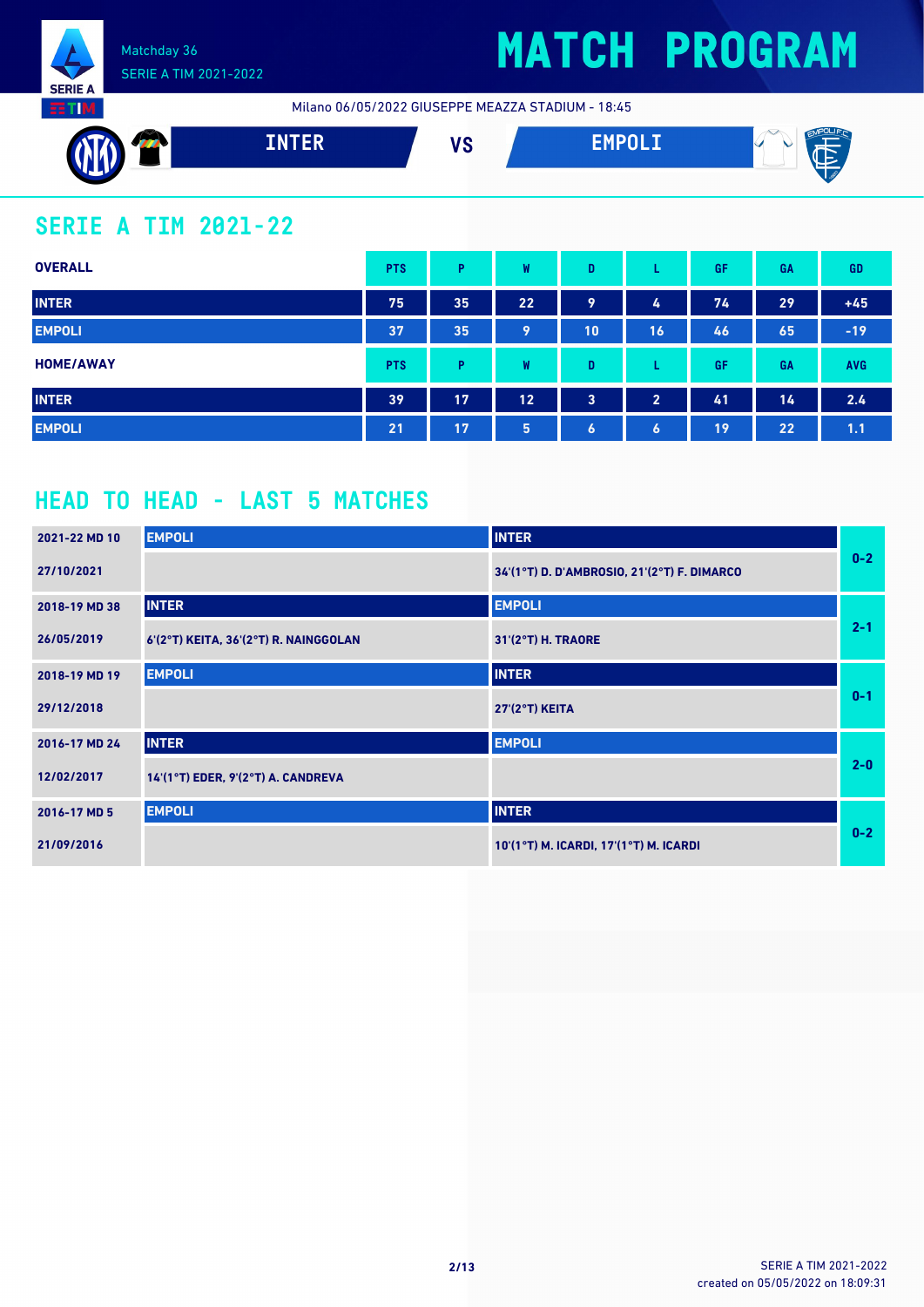Matchday 36
SERIE A TIM 2021-2022

# MATCH PROGRAM

Milano 06/05/2022 GIUSEPPE MEAZZA STADIUM - 18:45

**INTER** VS **EMPOLI**

## SERIE A TIM 2021-22

| OVERALL | PTS | P | W | D | L | GF | GA | GD |
|---|---|---|---|---|---|---|---|---|
| INTER | 75 | 35 | 22 | 9 | 4 | 74 | 29 | +45 |
| EMPOLI | 37 | 35 | 9 | 10 | 16 | 46 | 65 | -19 |

| HOME/AWAY | PTS | P | W | D | L | GF | GA | AVG |
|---|---|---|---|---|---|---|---|---|
| INTER | 39 | 17 | 12 | 3 | 2 | 41 | 14 | 2.4 |
| EMPOLI | 21 | 17 | 5 | 6 | 6 | 19 | 22 | 1.1 |

## HEAD TO HEAD - LAST 5 MATCHES

| Match | Home | Away | Result |
|---|---|---|---|
| 2021-22 MD 10 | EMPOLI | INTER | 0-2 |
| 27/10/2021 | | 34'(1°T) D. D'AMBROSIO, 21'(2°T) F. DIMARCO | |
| 2018-19 MD 38 | INTER | EMPOLI | 2-1 |
| 26/05/2019 | 6'(2°T) KEITA, 36'(2°T) R. NAINGGOLAN | 31'(2°T) H. TRAORE | |
| 2018-19 MD 19 | EMPOLI | INTER | 0-1 |
| 29/12/2018 | | 27'(2°T) KEITA | |
| 2016-17 MD 24 | INTER | EMPOLI | 2-0 |
| 12/02/2017 | 14'(1°T) EDER, 9'(2°T) A. CANDREVA | | |
| 2016-17 MD 5 | EMPOLI | INTER | 0-2 |
| 21/09/2016 | | 10'(1°T) M. ICARDI, 17'(1°T) M. ICARDI | |

SERIE A TIM 2021-2022
created on 05/05/2022 on 18:09:31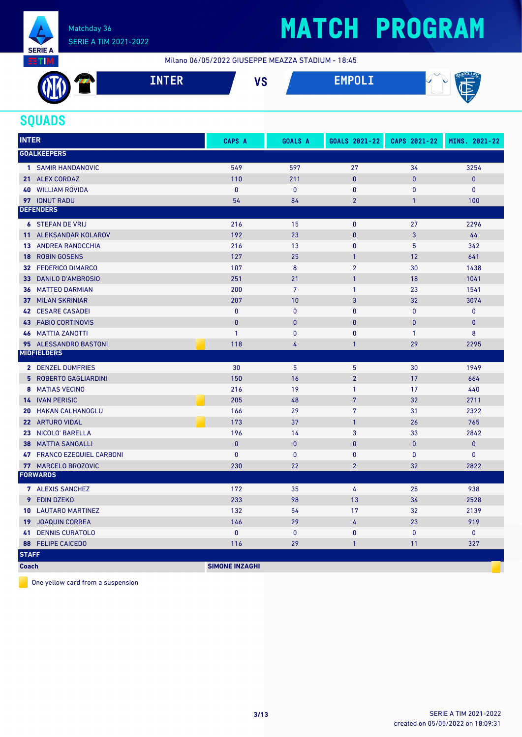# MATCH PROGRAM

Matchday 36
SERIE A TIM 2021-2022

Milano 06/05/2022 GIUSEPPE MEAZZA STADIUM - 18:45

**INTER** VS **EMPOLI**

## SQUADS

| INTER | CAPS A | GOALS A | GOALS 2021-22 | CAPS 2021-22 | MINS. 2021-22 |
|---|---|---|---|---|---|
| **GOALKEEPERS** | | | | | |
| 1 SAMIR HANDANOVIC | 549 | 597 | 27 | 34 | 3254 |
| 21 ALEX CORDAZ | 110 | 211 | 0 | 0 | 0 |
| 40 WILLIAM ROVIDA | 0 | 0 | 0 | 0 | 0 |
| 97 IONUT RADU | 54 | 84 | 2 | 1 | 100 |
| **DEFENDERS** | | | | | |
| 6 STEFAN DE VRIJ | 216 | 15 | 0 | 27 | 2296 |
| 11 ALEKSANDAR KOLAROV | 192 | 23 | 0 | 3 | 44 |
| 13 ANDREA RANOCCHIA | 216 | 13 | 0 | 5 | 342 |
| 18 ROBIN GOSENS | 127 | 25 | 1 | 12 | 641 |
| 32 FEDERICO DIMARCO | 107 | 8 | 2 | 30 | 1438 |
| 33 DANILO D'AMBROSIO | 251 | 21 | 1 | 18 | 1041 |
| 36 MATTEO DARMIAN | 200 | 7 | 1 | 23 | 1541 |
| 37 MILAN SKRINIAR | 207 | 10 | 3 | 32 | 3074 |
| 42 CESARE CASADEI | 0 | 0 | 0 | 0 | 0 |
| 43 FABIO CORTINOVIS | 0 | 0 | 0 | 0 | 0 |
| 46 MATTIA ZANOTTI | 1 | 0 | 0 | 1 | 8 |
| 95 ALESSANDRO BASTONI 🟨 | 118 | 4 | 1 | 29 | 2295 |
| **MIDFIELDERS** | | | | | |
| 2 DENZEL DUMFRIES | 30 | 5 | 5 | 30 | 1949 |
| 5 ROBERTO GAGLIARDINI | 150 | 16 | 2 | 17 | 664 |
| 8 MATIAS VECINO | 216 | 19 | 1 | 17 | 440 |
| 14 IVAN PERISIC 🟨 | 205 | 48 | 7 | 32 | 2711 |
| 20 HAKAN CALHANOGLU | 166 | 29 | 7 | 31 | 2322 |
| 22 ARTURO VIDAL 🟨 | 173 | 37 | 1 | 26 | 765 |
| 23 NICOLO' BARELLA | 196 | 14 | 3 | 33 | 2842 |
| 38 MATTIA SANGALLI | 0 | 0 | 0 | 0 | 0 |
| 47 FRANCO EZEQUIEL CARBONI | 0 | 0 | 0 | 0 | 0 |
| 77 MARCELO BROZOVIC | 230 | 22 | 2 | 32 | 2822 |
| **FORWARDS** | | | | | |
| 7 ALEXIS SANCHEZ | 172 | 35 | 4 | 25 | 938 |
| 9 EDIN DZEKO | 233 | 98 | 13 | 34 | 2528 |
| 10 LAUTARO MARTINEZ | 132 | 54 | 17 | 32 | 2139 |
| 19 JOAQUIN CORREA | 146 | 29 | 4 | 23 | 919 |
| 41 DENNIS CURATOLO | 0 | 0 | 0 | 0 | 0 |
| 88 FELIPE CAICEDO | 116 | 29 | 1 | 11 | 327 |
| **STAFF** | | | | | |
| **Coach** | **SIMONE INZAGHI** 🟨 | | | | |

🟨 One yellow card from a suspension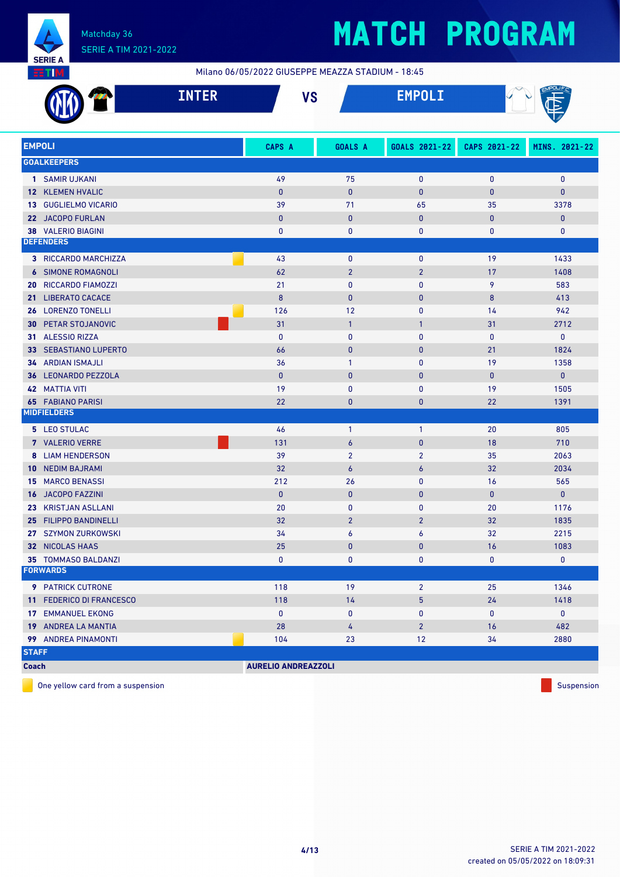# MATCH PROGRAM

Matchday 36
SERIE A TIM 2021-2022

Milano 06/05/2022 GIUSEPPE MEAZZA STADIUM - 18:45

**INTER** VS **EMPOLI**

| EMPOLI | CAPS A | GOALS A | GOALS 2021-22 | CAPS 2021-22 | MINS. 2021-22 |
|---|---|---|---|---|---|
| **GOALKEEPERS** | | | | | |
| 1 SAMIR UJKANI | 49 | 75 | 0 | 0 | 0 |
| 12 KLEMEN HVALIC | 0 | 0 | 0 | 0 | 0 |
| 13 GUGLIELMO VICARIO | 39 | 71 | 65 | 35 | 3378 |
| 22 JACOPO FURLAN | 0 | 0 | 0 | 0 | 0 |
| 38 VALERIO BIAGINI | 0 | 0 | 0 | 0 | 0 |
| **DEFENDERS** | | | | | |
| 3 RICCARDO MARCHIZZA (One yellow card from a suspension) | 43 | 0 | 0 | 19 | 1433 |
| 6 SIMONE ROMAGNOLI | 62 | 2 | 2 | 17 | 1408 |
| 20 RICCARDO FIAMOZZI | 21 | 0 | 0 | 9 | 583 |
| 21 LIBERATO CACACE | 8 | 0 | 0 | 8 | 413 |
| 26 LORENZO TONELLI (One yellow card from a suspension) | 126 | 12 | 0 | 14 | 942 |
| 30 PETAR STOJANOVIC (Suspension) | 31 | 1 | 1 | 31 | 2712 |
| 31 ALESSIO RIZZA | 0 | 0 | 0 | 0 | 0 |
| 33 SEBASTIANO LUPERTO | 66 | 0 | 0 | 21 | 1824 |
| 34 ARDIAN ISMAJLI | 36 | 1 | 0 | 19 | 1358 |
| 36 LEONARDO PEZZOLA | 0 | 0 | 0 | 0 | 0 |
| 42 MATTIA VITI | 19 | 0 | 0 | 19 | 1505 |
| 65 FABIANO PARISI | 22 | 0 | 0 | 22 | 1391 |
| **MIDFIELDERS** | | | | | |
| 5 LEO STULAC | 46 | 1 | 1 | 20 | 805 |
| 7 VALERIO VERRE (Suspension) | 131 | 6 | 0 | 18 | 710 |
| 8 LIAM HENDERSON | 39 | 2 | 2 | 35 | 2063 |
| 10 NEDIM BAJRAMI | 32 | 6 | 6 | 32 | 2034 |
| 15 MARCO BENASSI | 212 | 26 | 0 | 16 | 565 |
| 16 JACOPO FAZZINI | 0 | 0 | 0 | 0 | 0 |
| 23 KRISTJAN ASLLANI | 20 | 0 | 0 | 20 | 1176 |
| 25 FILIPPO BANDINELLI | 32 | 2 | 2 | 32 | 1835 |
| 27 SZYMON ZURKOWSKI | 34 | 6 | 6 | 32 | 2215 |
| 32 NICOLAS HAAS | 25 | 0 | 0 | 16 | 1083 |
| 35 TOMMASO BALDANZI | 0 | 0 | 0 | 0 | 0 |
| **FORWARDS** | | | | | |
| 9 PATRICK CUTRONE | 118 | 19 | 2 | 25 | 1346 |
| 11 FEDERICO DI FRANCESCO | 118 | 14 | 5 | 24 | 1418 |
| 17 EMMANUEL EKONG | 0 | 0 | 0 | 0 | 0 |
| 19 ANDREA LA MANTIA | 28 | 4 | 2 | 16 | 482 |
| 99 ANDREA PINAMONTI (One yellow card from a suspension) | 104 | 23 | 12 | 34 | 2880 |
| **STAFF** | | | | | |
| **Coach** | **AURELIO ANDREAZZOLI** | | | | |

One yellow card from a suspension — Suspension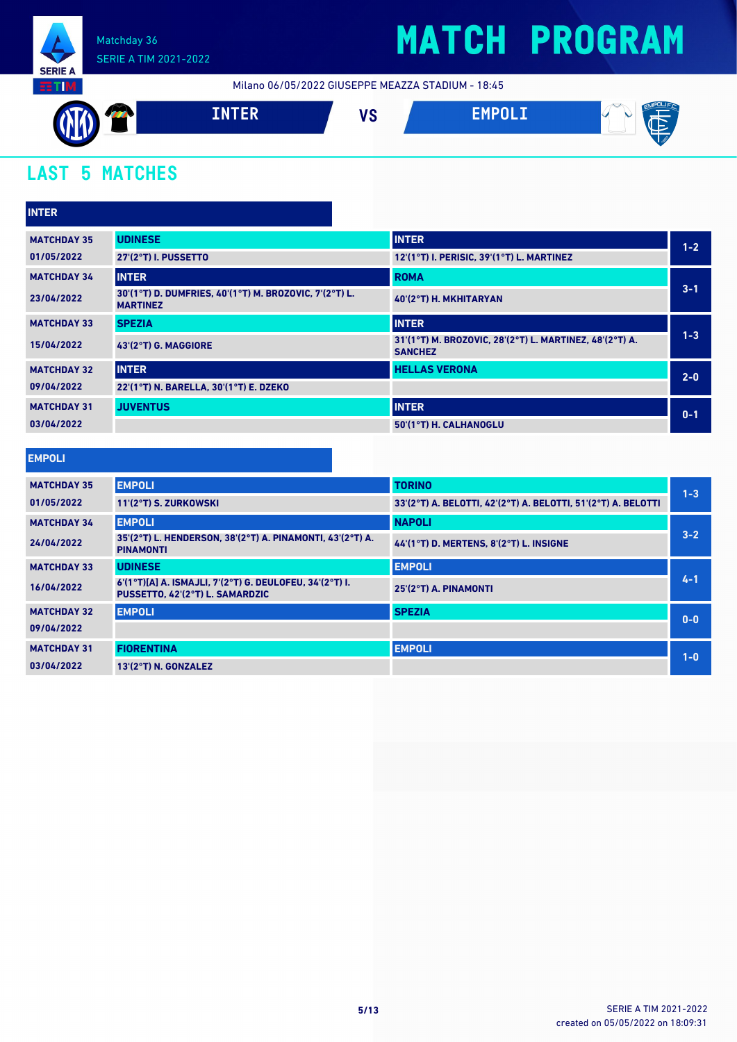Matchday 36
SERIE A TIM 2021-2022

# MATCH PROGRAM

Milano 06/05/2022 GIUSEPPE MEAZZA STADIUM - 18:45

**INTER** VS **EMPOLI**

## LAST 5 MATCHES

### INTER

| Matchday | Home | Away | Result |
|---|---|---|---|
| MATCHDAY 35<br>01/05/2022 | UDINESE<br>27'(2°T) I. PUSSETTO | INTER<br>12'(1°T) I. PERISIC, 39'(1°T) L. MARTINEZ | 1-2 |
| MATCHDAY 34<br>23/04/2022 | INTER<br>30'(1°T) D. DUMFRIES, 40'(1°T) M. BROZOVIC, 7'(2°T) L. MARTINEZ | ROMA<br>40'(2°T) H. MKHITARYAN | 3-1 |
| MATCHDAY 33<br>15/04/2022 | SPEZIA<br>43'(2°T) G. MAGGIORE | INTER<br>31'(1°T) M. BROZOVIC, 28'(2°T) L. MARTINEZ, 48'(2°T) A. SANCHEZ | 1-3 |
| MATCHDAY 32<br>09/04/2022 | INTER<br>22'(1°T) N. BARELLA, 30'(1°T) E. DZEKO | HELLAS VERONA | 2-0 |
| MATCHDAY 31<br>03/04/2022 | JUVENTUS | INTER<br>50'(1°T) H. CALHANOGLU | 0-1 |

### EMPOLI

| Matchday | Home | Away | Result |
|---|---|---|---|
| MATCHDAY 35<br>01/05/2022 | EMPOLI<br>11'(2°T) S. ZURKOWSKI | TORINO<br>33'(2°T) A. BELOTTI, 42'(2°T) A. BELOTTI, 51'(2°T) A. BELOTTI | 1-3 |
| MATCHDAY 34<br>24/04/2022 | EMPOLI<br>35'(2°T) L. HENDERSON, 38'(2°T) A. PINAMONTI, 43'(2°T) A. PINAMONTI | NAPOLI<br>44'(1°T) D. MERTENS, 8'(2°T) L. INSIGNE | 3-2 |
| MATCHDAY 33<br>16/04/2022 | UDINESE<br>6'(1°T)[A] A. ISMAJLI, 7'(2°T) G. DEULOFEU, 34'(2°T) I. PUSSETTO, 42'(2°T) L. SAMARDZIC | EMPOLI<br>25'(2°T) A. PINAMONTI | 4-1 |
| MATCHDAY 32<br>09/04/2022 | EMPOLI | SPEZIA | 0-0 |
| MATCHDAY 31<br>03/04/2022 | FIORENTINA<br>13'(2°T) N. GONZALEZ | EMPOLI | 1-0 |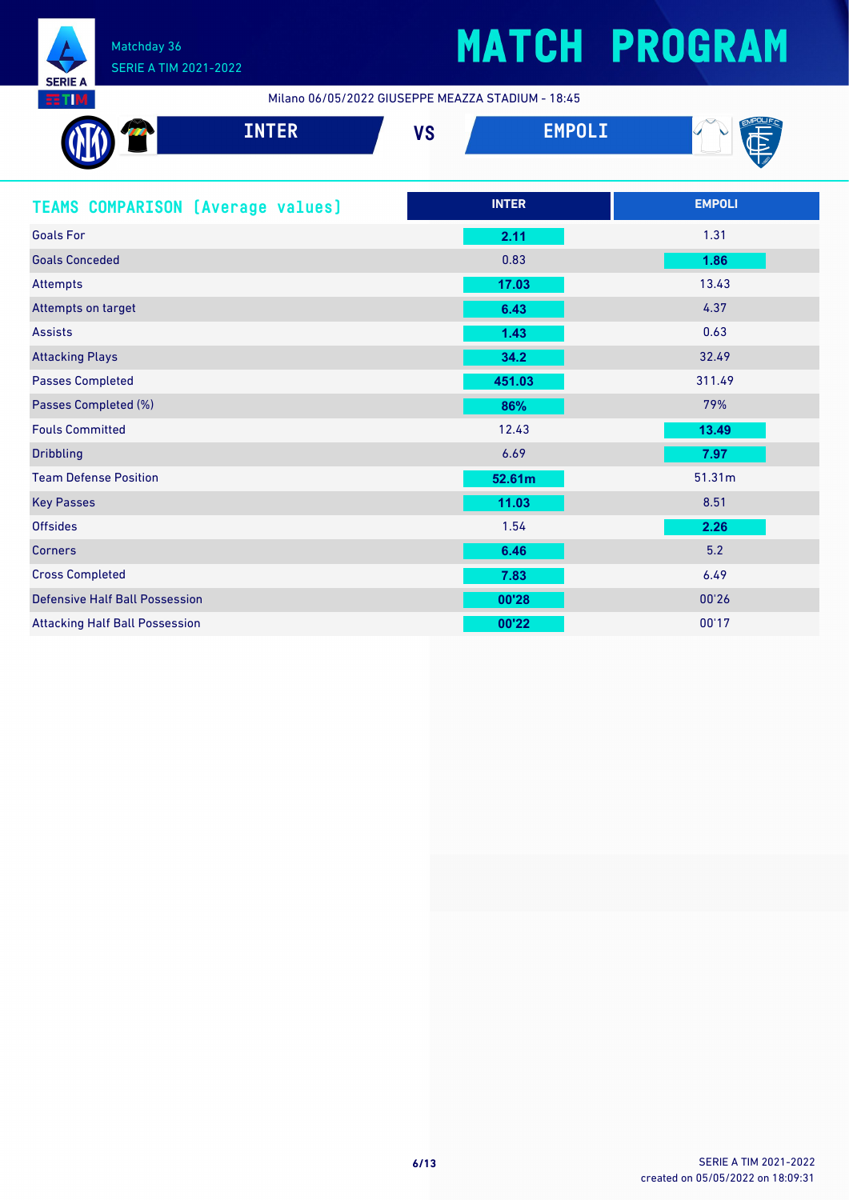# MATCH PROGRAM

Matchday 36

SERIE A TIM 2021-2022

Milano 06/05/2022 GIUSEPPE MEAZZA STADIUM - 18:45

**INTER** VS **EMPOLI**

## TEAMS COMPARISON (Average values)

| | INTER | EMPOLI |
|---|---|---|
| Goals For | **2.11** | 1.31 |
| Goals Conceded | 0.83 | **1.86** |
| Attempts | **17.03** | 13.43 |
| Attempts on target | **6.43** | 4.37 |
| Assists | **1.43** | 0.63 |
| Attacking Plays | **34.2** | 32.49 |
| Passes Completed | **451.03** | 311.49 |
| Passes Completed (%) | **86%** | 79% |
| Fouls Committed | 12.43 | **13.49** |
| Dribbling | 6.69 | **7.97** |
| Team Defense Position | **52.61m** | 51.31m |
| Key Passes | **11.03** | 8.51 |
| Offsides | 1.54 | **2.26** |
| Corners | **6.46** | 5.2 |
| Cross Completed | **7.83** | 6.49 |
| Defensive Half Ball Possession | **00'28** | 00'26 |
| Attacking Half Ball Possession | **00'22** | 00'17 |

created on 05/05/2022 on 18:09:31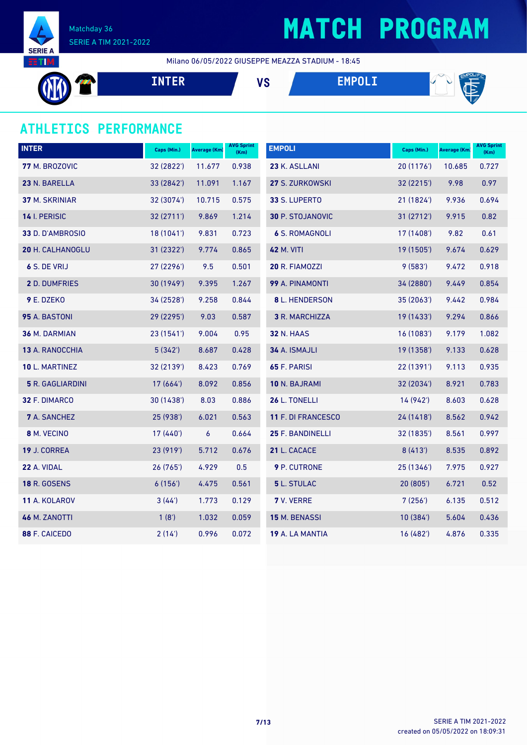Matchday 36
SERIE A TIM 2021-2022

# MATCH PROGRAM

Milano 06/05/2022 GIUSEPPE MEAZZA STADIUM - 18:45

**INTER** VS **EMPOLI**

## ATHLETICS PERFORMANCE

| INTER | Caps (Min.) | Average (Km) | AVG Sprint (Km) |
|---|---|---|---|
| **77** M. BROZOVIC | 32 (2822') | 11.677 | 0.938 |
| **23** N. BARELLA | 33 (2842') | 11.091 | 1.167 |
| **37** M. SKRINIAR | 32 (3074') | 10.715 | 0.575 |
| **14** I. PERISIC | 32 (2711') | 9.869 | 1.214 |
| **33** D. D'AMBROSIO | 18 (1041') | 9.831 | 0.723 |
| **20** H. CALHANOGLU | 31 (2322') | 9.774 | 0.865 |
| **6** S. DE VRIJ | 27 (2296') | 9.5 | 0.501 |
| **2** D. DUMFRIES | 30 (1949') | 9.395 | 1.267 |
| **9** E. DZEKO | 34 (2528') | 9.258 | 0.844 |
| **95** A. BASTONI | 29 (2295') | 9.03 | 0.587 |
| **36** M. DARMIAN | 23 (1541') | 9.004 | 0.95 |
| **13** A. RANOCCHIA | 5 (342') | 8.687 | 0.428 |
| **10** L. MARTINEZ | 32 (2139') | 8.423 | 0.769 |
| **5** R. GAGLIARDINI | 17 (664') | 8.092 | 0.856 |
| **32** F. DIMARCO | 30 (1438') | 8.03 | 0.886 |
| **7** A. SANCHEZ | 25 (938') | 6.021 | 0.563 |
| **8** M. VECINO | 17 (440') | 6 | 0.664 |
| **19** J. CORREA | 23 (919') | 5.712 | 0.676 |
| **22** A. VIDAL | 26 (765') | 4.929 | 0.5 |
| **18** R. GOSENS | 6 (156') | 4.475 | 0.561 |
| **11** A. KOLAROV | 3 (44') | 1.773 | 0.129 |
| **46** M. ZANOTTI | 1 (8') | 1.032 | 0.059 |
| **88** F. CAICEDO | 2 (14') | 0.996 | 0.072 |

| EMPOLI | Caps (Min.) | Average (Km) | AVG Sprint (Km) |
|---|---|---|---|
| **23** K. ASLLANI | 20 (1176') | 10.685 | 0.727 |
| **27** S. ZURKOWSKI | 32 (2215') | 9.98 | 0.97 |
| **33** S. LUPERTO | 21 (1824') | 9.936 | 0.694 |
| **30** P. STOJANOVIC | 31 (2712') | 9.915 | 0.82 |
| **6** S. ROMAGNOLI | 17 (1408') | 9.82 | 0.61 |
| **42** M. VITI | 19 (1505') | 9.674 | 0.629 |
| **20** R. FIAMOZZI | 9 (583') | 9.472 | 0.918 |
| **99** A. PINAMONTI | 34 (2880') | 9.449 | 0.854 |
| **8** L. HENDERSON | 35 (2063') | 9.442 | 0.984 |
| **3** R. MARCHIZZA | 19 (1433') | 9.294 | 0.866 |
| **32** N. HAAS | 16 (1083') | 9.179 | 1.082 |
| **34** A. ISMAJLI | 19 (1358') | 9.133 | 0.628 |
| **65** F. PARISI | 22 (1391') | 9.113 | 0.935 |
| **10** N. BAJRAMI | 32 (2034') | 8.921 | 0.783 |
| **26** L. TONELLI | 14 (942') | 8.603 | 0.628 |
| **11** F. DI FRANCESCO | 24 (1418') | 8.562 | 0.942 |
| **25** F. BANDINELLI | 32 (1835') | 8.561 | 0.997 |
| **21** L. CACACE | 8 (413') | 8.535 | 0.892 |
| **9** P. CUTRONE | 25 (1346') | 7.975 | 0.927 |
| **5** L. STULAC | 20 (805') | 6.721 | 0.52 |
| **7** V. VERRE | 7 (256') | 6.135 | 0.512 |
| **15** M. BENASSI | 10 (384') | 5.604 | 0.436 |
| **19** A. LA MANTIA | 16 (482') | 4.876 | 0.335 |

SERIE A TIM 2021-2022
created on 05/05/2022 on 18:09:31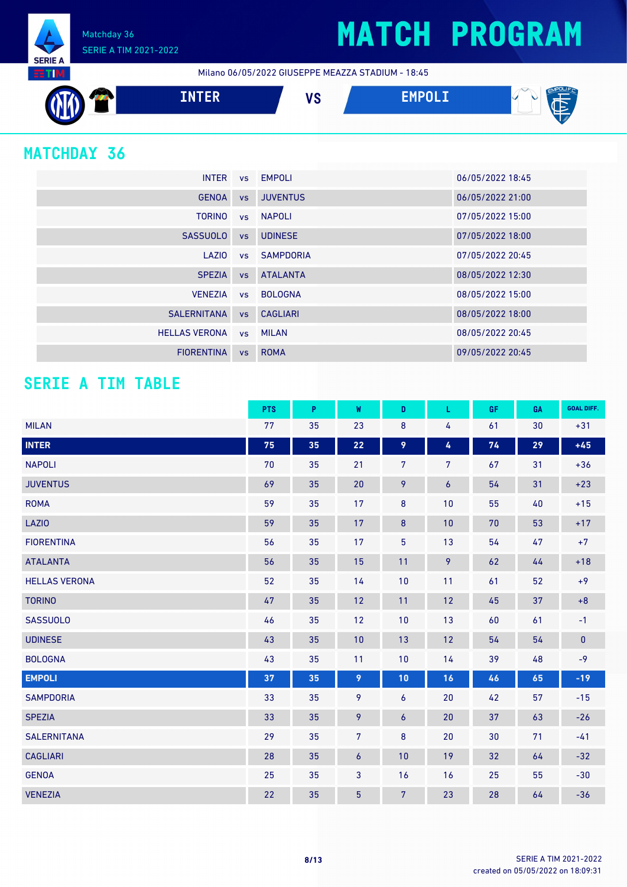# MATCH PROGRAM

Matchday 36
SERIE A TIM 2021-2022

Milano 06/05/2022 GIUSEPPE MEAZZA STADIUM - 18:45

**INTER** VS **EMPOLI**

## MATCHDAY 36

| | | | |
|---|---|---|---|
| INTER | vs | EMPOLI | 06/05/2022 18:45 |
| GENOA | vs | JUVENTUS | 06/05/2022 21:00 |
| TORINO | vs | NAPOLI | 07/05/2022 15:00 |
| SASSUOLO | vs | UDINESE | 07/05/2022 18:00 |
| LAZIO | vs | SAMPDORIA | 07/05/2022 20:45 |
| SPEZIA | vs | ATALANTA | 08/05/2022 12:30 |
| VENEZIA | vs | BOLOGNA | 08/05/2022 15:00 |
| SALERNITANA | vs | CAGLIARI | 08/05/2022 18:00 |
| HELLAS VERONA | vs | MILAN | 08/05/2022 20:45 |
| FIORENTINA | vs | ROMA | 09/05/2022 20:45 |

## SERIE A TIM TABLE

| | PTS | P | W | D | L | GF | GA | GOAL DIFF. |
|---|---|---|---|---|---|---|---|---|
| MILAN | 77 | 35 | 23 | 8 | 4 | 61 | 30 | +31 |
| **INTER** | **75** | **35** | **22** | **9** | **4** | **74** | **29** | **+45** |
| NAPOLI | 70 | 35 | 21 | 7 | 7 | 67 | 31 | +36 |
| JUVENTUS | 69 | 35 | 20 | 9 | 6 | 54 | 31 | +23 |
| ROMA | 59 | 35 | 17 | 8 | 10 | 55 | 40 | +15 |
| LAZIO | 59 | 35 | 17 | 8 | 10 | 70 | 53 | +17 |
| FIORENTINA | 56 | 35 | 17 | 5 | 13 | 54 | 47 | +7 |
| ATALANTA | 56 | 35 | 15 | 11 | 9 | 62 | 44 | +18 |
| HELLAS VERONA | 52 | 35 | 14 | 10 | 11 | 61 | 52 | +9 |
| TORINO | 47 | 35 | 12 | 11 | 12 | 45 | 37 | +8 |
| SASSUOLO | 46 | 35 | 12 | 10 | 13 | 60 | 61 | -1 |
| UDINESE | 43 | 35 | 10 | 13 | 12 | 54 | 54 | 0 |
| BOLOGNA | 43 | 35 | 11 | 10 | 14 | 39 | 48 | -9 |
| **EMPOLI** | **37** | **35** | **9** | **10** | **16** | **46** | **65** | **-19** |
| SAMPDORIA | 33 | 35 | 9 | 6 | 20 | 42 | 57 | -15 |
| SPEZIA | 33 | 35 | 9 | 6 | 20 | 37 | 63 | -26 |
| SALERNITANA | 29 | 35 | 7 | 8 | 20 | 30 | 71 | -41 |
| CAGLIARI | 28 | 35 | 6 | 10 | 19 | 32 | 64 | -32 |
| GENOA | 25 | 35 | 3 | 16 | 16 | 25 | 55 | -30 |
| VENEZIA | 22 | 35 | 5 | 7 | 23 | 28 | 64 | -36 |

created on 05/05/2022 on 18:09:31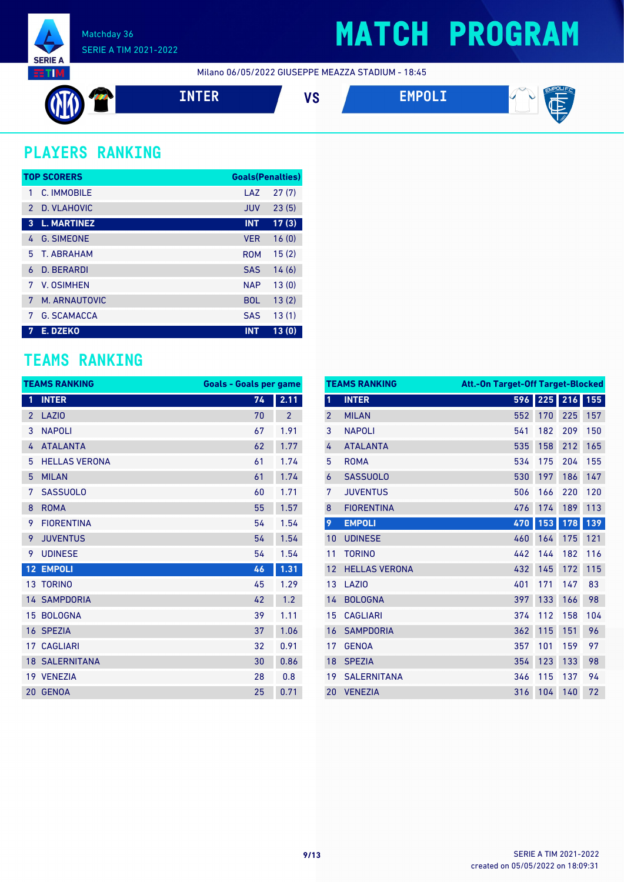Matchday 36
SERIE A TIM 2021-2022

# MATCH PROGRAM

Milano 06/05/2022 GIUSEPPE MEAZZA STADIUM - 18:45

**INTER** VS **EMPOLI**

## PLAYERS RANKING

| | TOP SCORERS | | Goals(Penalties) |
|---|---|---|---|
| 1 | C. IMMOBILE | LAZ | 27 (7) |
| 2 | D. VLAHOVIC | JUV | 23 (5) |
| **3** | **L. MARTINEZ** | **INT** | **17 (3)** |
| 4 | G. SIMEONE | VER | 16 (0) |
| 5 | T. ABRAHAM | ROM | 15 (2) |
| 6 | D. BERARDI | SAS | 14 (6) |
| 7 | V. OSIMHEN | NAP | 13 (0) |
| 7 | M. ARNAUTOVIC | BOL | 13 (2) |
| 7 | G. SCAMACCA | SAS | 13 (1) |
| **7** | **E. DZEKO** | **INT** | **13 (0)** |

## TEAMS RANKING

| | TEAMS RANKING | Goals | Goals per game |
|---|---|---|---|
| **1** | **INTER** | **74** | **2.11** |
| 2 | LAZIO | 70 | 2 |
| 3 | NAPOLI | 67 | 1.91 |
| 4 | ATALANTA | 62 | 1.77 |
| 5 | HELLAS VERONA | 61 | 1.74 |
| 5 | MILAN | 61 | 1.74 |
| 7 | SASSUOLO | 60 | 1.71 |
| 8 | ROMA | 55 | 1.57 |
| 9 | FIORENTINA | 54 | 1.54 |
| 9 | JUVENTUS | 54 | 1.54 |
| 9 | UDINESE | 54 | 1.54 |
| **12** | **EMPOLI** | **46** | **1.31** |
| 13 | TORINO | 45 | 1.29 |
| 14 | SAMPDORIA | 42 | 1.2 |
| 15 | BOLOGNA | 39 | 1.11 |
| 16 | SPEZIA | 37 | 1.06 |
| 17 | CAGLIARI | 32 | 0.91 |
| 18 | SALERNITANA | 30 | 0.86 |
| 19 | VENEZIA | 28 | 0.8 |
| 20 | GENOA | 25 | 0.71 |

| | TEAMS RANKING | Att. | On Target | Off Target | Blocked |
|---|---|---|---|---|---|
| **1** | **INTER** | **596** | **225** | **216** | **155** |
| 2 | MILAN | 552 | 170 | 225 | 157 |
| 3 | NAPOLI | 541 | 182 | 209 | 150 |
| 4 | ATALANTA | 535 | 158 | 212 | 165 |
| 5 | ROMA | 534 | 175 | 204 | 155 |
| 6 | SASSUOLO | 530 | 197 | 186 | 147 |
| 7 | JUVENTUS | 506 | 166 | 220 | 120 |
| 8 | FIORENTINA | 476 | 174 | 189 | 113 |
| **9** | **EMPOLI** | **470** | **153** | **178** | **139** |
| 10 | UDINESE | 460 | 164 | 175 | 121 |
| 11 | TORINO | 442 | 144 | 182 | 116 |
| 12 | HELLAS VERONA | 432 | 145 | 172 | 115 |
| 13 | LAZIO | 401 | 171 | 147 | 83 |
| 14 | BOLOGNA | 397 | 133 | 166 | 98 |
| 15 | CAGLIARI | 374 | 112 | 158 | 104 |
| 16 | SAMPDORIA | 362 | 115 | 151 | 96 |
| 17 | GENOA | 357 | 101 | 159 | 97 |
| 18 | SPEZIA | 354 | 123 | 133 | 98 |
| 19 | SALERNITANA | 346 | 115 | 137 | 94 |
| 20 | VENEZIA | 316 | 104 | 140 | 72 |

SERIE A TIM 2021-2022
created on 05/05/2022 on 18:09:31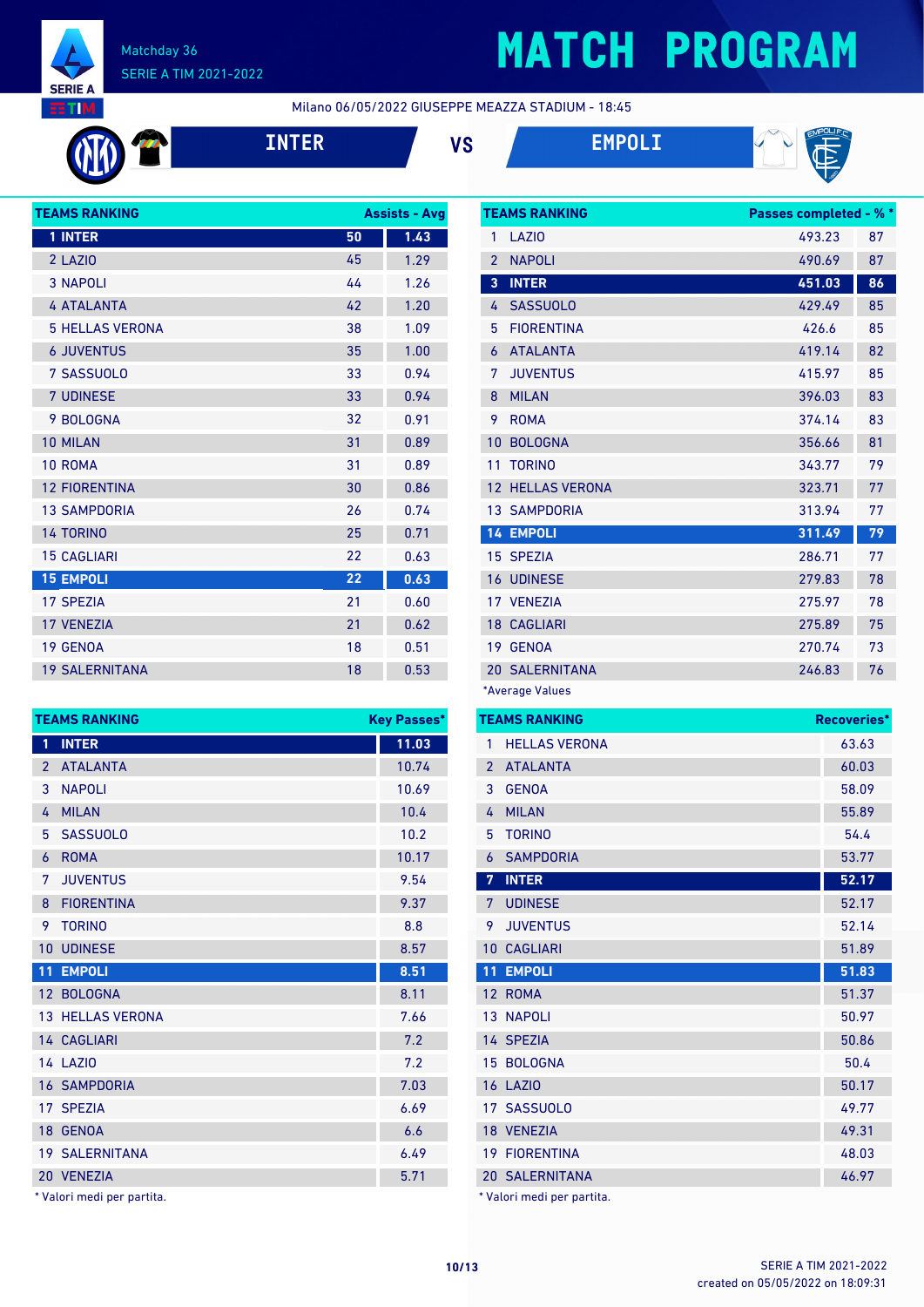# MATCH PROGRAM

Matchday 36
SERIE A TIM 2021-2022

Milano 06/05/2022 GIUSEPPE MEAZZA STADIUM - 18:45

**INTER** VS **EMPOLI**

| TEAMS RANKING | Assists | Avg |
|---|---|---|
| 1 INTER | 50 | 1.43 |
| 2 LAZIO | 45 | 1.29 |
| 3 NAPOLI | 44 | 1.26 |
| 4 ATALANTA | 42 | 1.20 |
| 5 HELLAS VERONA | 38 | 1.09 |
| 6 JUVENTUS | 35 | 1.00 |
| 7 SASSUOLO | 33 | 0.94 |
| 7 UDINESE | 33 | 0.94 |
| 9 BOLOGNA | 32 | 0.91 |
| 10 MILAN | 31 | 0.89 |
| 10 ROMA | 31 | 0.89 |
| 12 FIORENTINA | 30 | 0.86 |
| 13 SAMPDORIA | 26 | 0.74 |
| 14 TORINO | 25 | 0.71 |
| 15 CAGLIARI | 22 | 0.63 |
| 15 EMPOLI | 22 | 0.63 |
| 17 SPEZIA | 21 | 0.60 |
| 17 VENEZIA | 21 | 0.62 |
| 19 GENOA | 18 | 0.51 |
| 19 SALERNITANA | 18 | 0.53 |

| TEAMS RANKING | Passes completed* | %* |
|---|---|---|
| 1 LAZIO | 493.23 | 87 |
| 2 NAPOLI | 490.69 | 87 |
| 3 INTER | 451.03 | 86 |
| 4 SASSUOLO | 429.49 | 85 |
| 5 FIORENTINA | 426.6 | 85 |
| 6 ATALANTA | 419.14 | 82 |
| 7 JUVENTUS | 415.97 | 85 |
| 8 MILAN | 396.03 | 83 |
| 9 ROMA | 374.14 | 83 |
| 10 BOLOGNA | 356.66 | 81 |
| 11 TORINO | 343.77 | 79 |
| 12 HELLAS VERONA | 323.71 | 77 |
| 13 SAMPDORIA | 313.94 | 77 |
| 14 EMPOLI | 311.49 | 79 |
| 15 SPEZIA | 286.71 | 77 |
| 16 UDINESE | 279.83 | 78 |
| 17 VENEZIA | 275.97 | 78 |
| 18 CAGLIARI | 275.89 | 75 |
| 19 GENOA | 270.74 | 73 |
| 20 SALERNITANA | 246.83 | 76 |

*Average Values

| TEAMS RANKING | Key Passes* |
|---|---|
| 1 INTER | 11.03 |
| 2 ATALANTA | 10.74 |
| 3 NAPOLI | 10.69 |
| 4 MILAN | 10.4 |
| 5 SASSUOLO | 10.2 |
| 6 ROMA | 10.17 |
| 7 JUVENTUS | 9.54 |
| 8 FIORENTINA | 9.37 |
| 9 TORINO | 8.8 |
| 10 UDINESE | 8.57 |
| 11 EMPOLI | 8.51 |
| 12 BOLOGNA | 8.11 |
| 13 HELLAS VERONA | 7.66 |
| 14 CAGLIARI | 7.2 |
| 14 LAZIO | 7.2 |
| 16 SAMPDORIA | 7.03 |
| 17 SPEZIA | 6.69 |
| 18 GENOA | 6.6 |
| 19 SALERNITANA | 6.49 |
| 20 VENEZIA | 5.71 |

\* Valori medi per partita.

| TEAMS RANKING | Recoveries* |
|---|---|
| 1 HELLAS VERONA | 63.63 |
| 2 ATALANTA | 60.03 |
| 3 GENOA | 58.09 |
| 4 MILAN | 55.89 |
| 5 TORINO | 54.4 |
| 6 SAMPDORIA | 53.77 |
| 7 INTER | 52.17 |
| 7 UDINESE | 52.17 |
| 9 JUVENTUS | 52.14 |
| 10 CAGLIARI | 51.89 |
| 11 EMPOLI | 51.83 |
| 12 ROMA | 51.37 |
| 13 NAPOLI | 50.97 |
| 14 SPEZIA | 50.86 |
| 15 BOLOGNA | 50.4 |
| 16 LAZIO | 50.17 |
| 17 SASSUOLO | 49.77 |
| 18 VENEZIA | 49.31 |
| 19 FIORENTINA | 48.03 |
| 20 SALERNITANA | 46.97 |

\* Valori medi per partita.

SERIE A TIM 2021-2022
created on 05/05/2022 on 18:09:31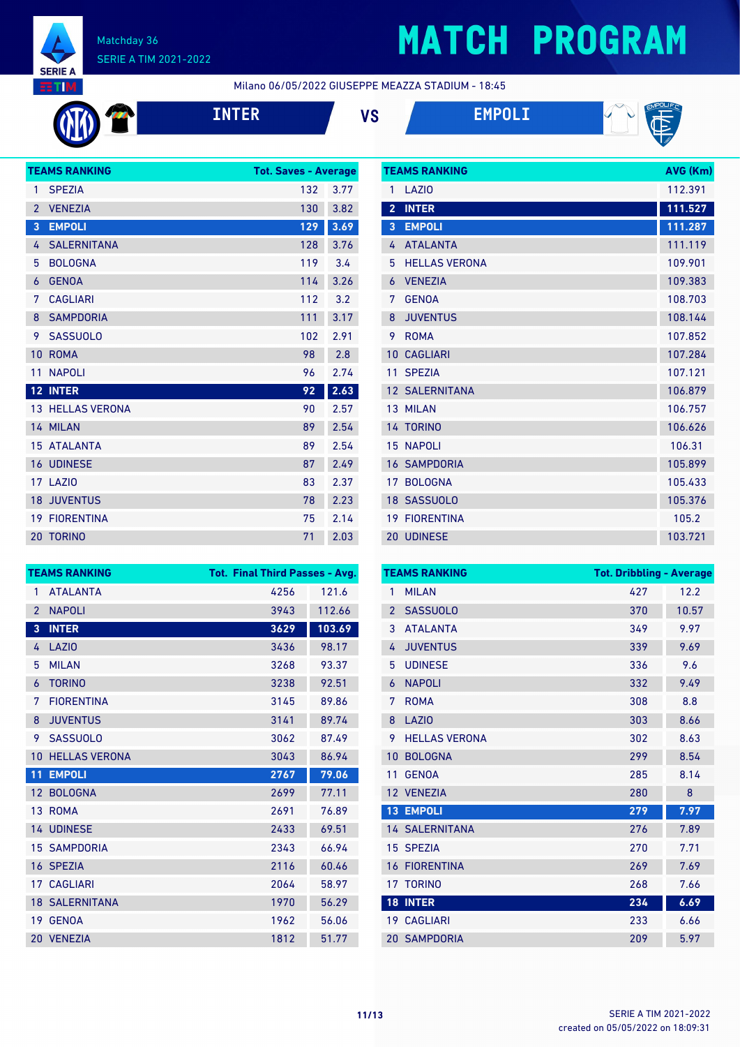# MATCH PROGRAM

Matchday 36
SERIE A TIM 2021-2022

Milano 06/05/2022 GIUSEPPE MEAZZA STADIUM - 18:45

**INTER** VS **EMPOLI**

| TEAMS RANKING | | Tot. Saves | Average |
|---|---|---|---|
| 1 | SPEZIA | 132 | 3.77 |
| 2 | VENEZIA | 130 | 3.82 |
| 3 | **EMPOLI** | **129** | **3.69** |
| 4 | SALERNITANA | 128 | 3.76 |
| 5 | BOLOGNA | 119 | 3.4 |
| 6 | GENOA | 114 | 3.26 |
| 7 | CAGLIARI | 112 | 3.2 |
| 8 | SAMPDORIA | 111 | 3.17 |
| 9 | SASSUOLO | 102 | 2.91 |
| 10 | ROMA | 98 | 2.8 |
| 11 | NAPOLI | 96 | 2.74 |
| 12 | **INTER** | **92** | **2.63** |
| 13 | HELLAS VERONA | 90 | 2.57 |
| 14 | MILAN | 89 | 2.54 |
| 15 | ATALANTA | 89 | 2.54 |
| 16 | UDINESE | 87 | 2.49 |
| 17 | LAZIO | 83 | 2.37 |
| 18 | JUVENTUS | 78 | 2.23 |
| 19 | FIORENTINA | 75 | 2.14 |
| 20 | TORINO | 71 | 2.03 |

| TEAMS RANKING | | AVG (Km) |
|---|---|---|
| 1 | LAZIO | 112.391 |
| 2 | **INTER** | **111.527** |
| 3 | **EMPOLI** | **111.287** |
| 4 | ATALANTA | 111.119 |
| 5 | HELLAS VERONA | 109.901 |
| 6 | VENEZIA | 109.383 |
| 7 | GENOA | 108.703 |
| 8 | JUVENTUS | 108.144 |
| 9 | ROMA | 107.852 |
| 10 | CAGLIARI | 107.284 |
| 11 | SPEZIA | 107.121 |
| 12 | SALERNITANA | 106.879 |
| 13 | MILAN | 106.757 |
| 14 | TORINO | 106.626 |
| 15 | NAPOLI | 106.31 |
| 16 | SAMPDORIA | 105.899 |
| 17 | BOLOGNA | 105.433 |
| 18 | SASSUOLO | 105.376 |
| 19 | FIORENTINA | 105.2 |
| 20 | UDINESE | 103.721 |

| TEAMS RANKING | | Tot. Final Third Passes | Avg. |
|---|---|---|---|
| 1 | ATALANTA | 4256 | 121.6 |
| 2 | NAPOLI | 3943 | 112.66 |
| 3 | **INTER** | **3629** | **103.69** |
| 4 | LAZIO | 3436 | 98.17 |
| 5 | MILAN | 3268 | 93.37 |
| 6 | TORINO | 3238 | 92.51 |
| 7 | FIORENTINA | 3145 | 89.86 |
| 8 | JUVENTUS | 3141 | 89.74 |
| 9 | SASSUOLO | 3062 | 87.49 |
| 10 | HELLAS VERONA | 3043 | 86.94 |
| 11 | **EMPOLI** | **2767** | **79.06** |
| 12 | BOLOGNA | 2699 | 77.11 |
| 13 | ROMA | 2691 | 76.89 |
| 14 | UDINESE | 2433 | 69.51 |
| 15 | SAMPDORIA | 2343 | 66.94 |
| 16 | SPEZIA | 2116 | 60.46 |
| 17 | CAGLIARI | 2064 | 58.97 |
| 18 | SALERNITANA | 1970 | 56.29 |
| 19 | GENOA | 1962 | 56.06 |
| 20 | VENEZIA | 1812 | 51.77 |

| TEAMS RANKING | | Tot. Dribbling | Average |
|---|---|---|---|
| 1 | MILAN | 427 | 12.2 |
| 2 | SASSUOLO | 370 | 10.57 |
| 3 | ATALANTA | 349 | 9.97 |
| 4 | JUVENTUS | 339 | 9.69 |
| 5 | UDINESE | 336 | 9.6 |
| 6 | NAPOLI | 332 | 9.49 |
| 7 | ROMA | 308 | 8.8 |
| 8 | LAZIO | 303 | 8.66 |
| 9 | HELLAS VERONA | 302 | 8.63 |
| 10 | BOLOGNA | 299 | 8.54 |
| 11 | GENOA | 285 | 8.14 |
| 12 | VENEZIA | 280 | 8 |
| 13 | **EMPOLI** | **279** | **7.97** |
| 14 | SALERNITANA | 276 | 7.89 |
| 15 | SPEZIA | 270 | 7.71 |
| 16 | FIORENTINA | 269 | 7.69 |
| 17 | TORINO | 268 | 7.66 |
| 18 | **INTER** | **234** | **6.69** |
| 19 | CAGLIARI | 233 | 6.66 |
| 20 | SAMPDORIA | 209 | 5.97 |

SERIE A TIM 2021-2022
created on 05/05/2022 on 18:09:31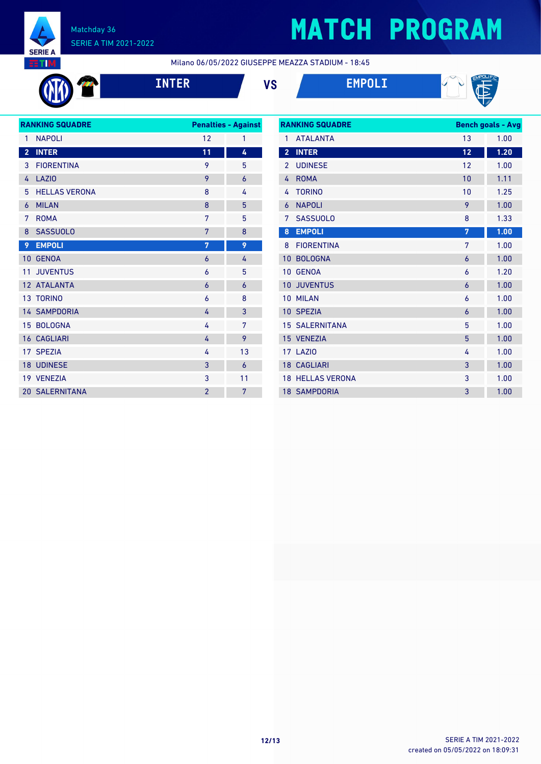Matchday 36
SERIE A TIM 2021-2022

# MATCH PROGRAM

Milano 06/05/2022 GIUSEPPE MEAZZA STADIUM - 18:45

**INTER** VS **EMPOLI**

| RANKING SQUADRE | | Penalties | Against |
|---|---|---|---|
| 1 | NAPOLI | 12 | 1 |
| 2 | INTER | 11 | 4 |
| 3 | FIORENTINA | 9 | 5 |
| 4 | LAZIO | 9 | 6 |
| 5 | HELLAS VERONA | 8 | 4 |
| 6 | MILAN | 8 | 5 |
| 7 | ROMA | 7 | 5 |
| 8 | SASSUOLO | 7 | 8 |
| 9 | EMPOLI | 7 | 9 |
| 10 | GENOA | 6 | 4 |
| 11 | JUVENTUS | 6 | 5 |
| 12 | ATALANTA | 6 | 6 |
| 13 | TORINO | 6 | 8 |
| 14 | SAMPDORIA | 4 | 3 |
| 15 | BOLOGNA | 4 | 7 |
| 16 | CAGLIARI | 4 | 9 |
| 17 | SPEZIA | 4 | 13 |
| 18 | UDINESE | 3 | 6 |
| 19 | VENEZIA | 3 | 11 |
| 20 | SALERNITANA | 2 | 7 |

| RANKING SQUADRE | | Bench goals | Avg |
|---|---|---|---|
| 1 | ATALANTA | 13 | 1.00 |
| 2 | INTER | 12 | 1.20 |
| 2 | UDINESE | 12 | 1.00 |
| 4 | ROMA | 10 | 1.11 |
| 4 | TORINO | 10 | 1.25 |
| 6 | NAPOLI | 9 | 1.00 |
| 7 | SASSUOLO | 8 | 1.33 |
| 8 | EMPOLI | 7 | 1.00 |
| 8 | FIORENTINA | 7 | 1.00 |
| 10 | BOLOGNA | 6 | 1.00 |
| 10 | GENOA | 6 | 1.20 |
| 10 | JUVENTUS | 6 | 1.00 |
| 10 | MILAN | 6 | 1.00 |
| 10 | SPEZIA | 6 | 1.00 |
| 15 | SALERNITANA | 5 | 1.00 |
| 15 | VENEZIA | 5 | 1.00 |
| 17 | LAZIO | 4 | 1.00 |
| 18 | CAGLIARI | 3 | 1.00 |
| 18 | HELLAS VERONA | 3 | 1.00 |
| 18 | SAMPDORIA | 3 | 1.00 |

SERIE A TIM 2021-2022
created on 05/05/2022 on 18:09:31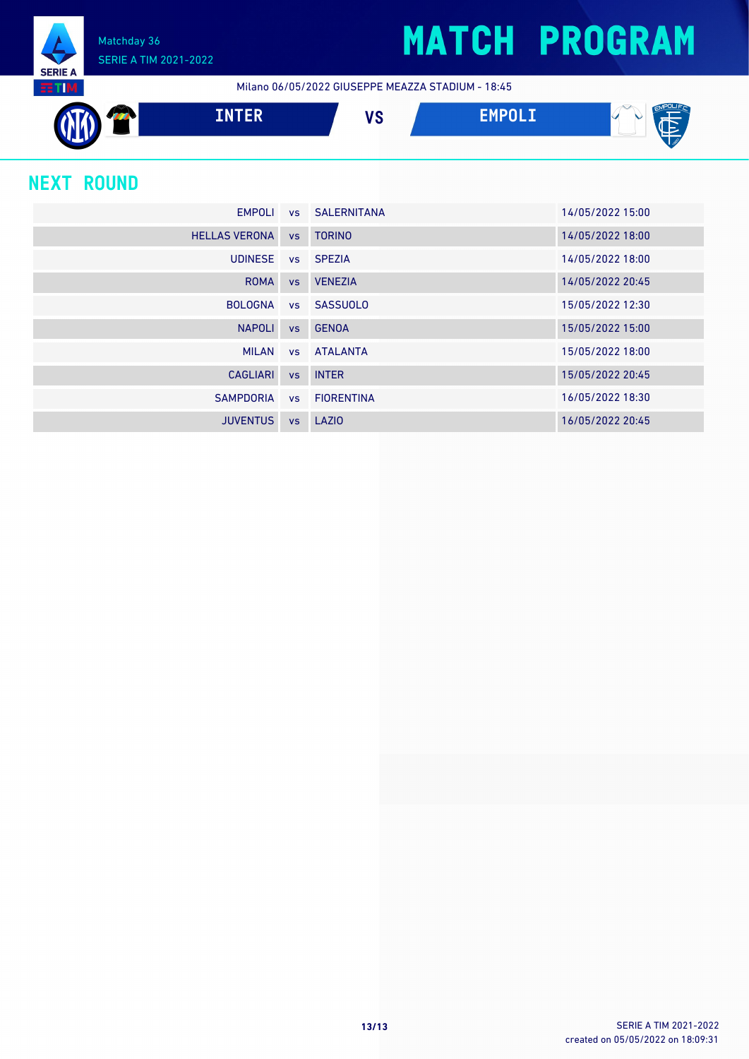# MATCH PROGRAM

Matchday 36
SERIE A TIM 2021-2022

Milano 06/05/2022 GIUSEPPE MEAZZA STADIUM - 18:45

**INTER** VS **EMPOLI**

## NEXT ROUND

| | | | |
|---|---|---|---|
| EMPOLI | vs | SALERNITANA | 14/05/2022 15:00 |
| HELLAS VERONA | vs | TORINO | 14/05/2022 18:00 |
| UDINESE | vs | SPEZIA | 14/05/2022 18:00 |
| ROMA | vs | VENEZIA | 14/05/2022 20:45 |
| BOLOGNA | vs | SASSUOLO | 15/05/2022 12:30 |
| NAPOLI | vs | GENOA | 15/05/2022 15:00 |
| MILAN | vs | ATALANTA | 15/05/2022 18:00 |
| CAGLIARI | vs | INTER | 15/05/2022 20:45 |
| SAMPDORIA | vs | FIORENTINA | 16/05/2022 18:30 |
| JUVENTUS | vs | LAZIO | 16/05/2022 20:45 |

SERIE A TIM 2021-2022
created on 05/05/2022 on 18:09:31